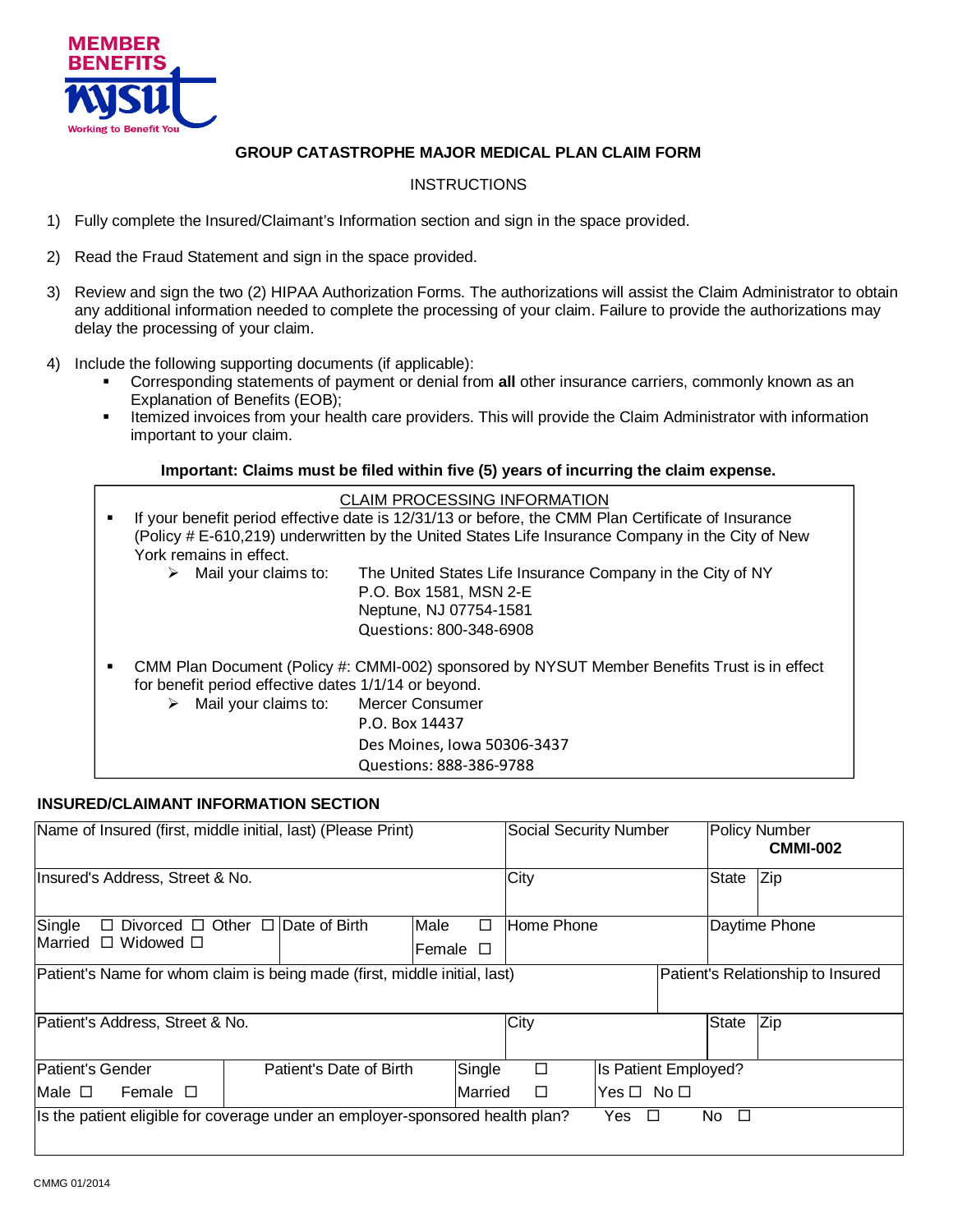MEMBER BENEFITS
nysut
Working to Benefit You

# GROUP CATASTROPHE MAJOR MEDICAL PLAN CLAIM FORM

## INSTRUCTIONS

1) Fully complete the Insured/Claimant's Information section and sign in the space provided.
2) Read the Fraud Statement and sign in the space provided.
3) Review and sign the two (2) HIPAA Authorization Forms. The authorizations will assist the Claim Administrator to obtain any additional information needed to complete the processing of your claim. Failure to provide the authorizations may delay the processing of your claim.
4) Include the following supporting documents (if applicable):
   - Corresponding statements of payment or denial from **all** other insurance carriers, commonly known as an Explanation of Benefits (EOB);
   - Itemized invoices from your health care providers. This will provide the Claim Administrator with information important to your claim.

**Important: Claims must be filed within five (5) years of incurring the claim expense.**

<u>CLAIM PROCESSING INFORMATION</u>

- If your benefit period effective date is 12/31/13 or before, the CMM Plan Certificate of Insurance (Policy # E-610,219) underwritten by the United States Life Insurance Company in the City of New York remains in effect.
  - Mail your claims to: The United States Life Insurance Company in the City of NY
    P.O. Box 1581, MSN 2-E
    Neptune, NJ 07754-1581
    Questions: 800-348-6908
- CMM Plan Document (Policy #: CMMI-002) sponsored by NYSUT Member Benefits Trust is in effect for benefit period effective dates 1/1/14 or beyond.
  - Mail your claims to: Mercer Consumer
    P.O. Box 14437
    Des Moines, Iowa 50306-3437
    Questions: 888-386-9788

## INSURED/CLAIMANT INFORMATION SECTION

| Name of Insured (first, middle initial, last) (Please Print) | | Social Security Number | Policy Number **CMMI-002** | |
|---|---|---|---|---|
| Insured's Address, Street & No. | | City | State | Zip |
| Single ☐ Divorced ☐ Other ☐ Married ☐ Widowed ☐ | Date of Birth | Male ☐ Female ☐ | Home Phone | Daytime Phone |
| Patient's Name for whom claim is being made (first, middle initial, last) | | | Patient's Relationship to Insured | |
| Patient's Address, Street & No. | | City | State | Zip |
| Patient's Gender Male ☐ Female ☐ | Patient's Date of Birth | Single ☐ Married ☐ | Is Patient Employed? Yes ☐ No ☐ | |
| Is the patient eligible for coverage under an employer-sponsored health plan? Yes ☐ No ☐ | | | | |

CMMG 01/2014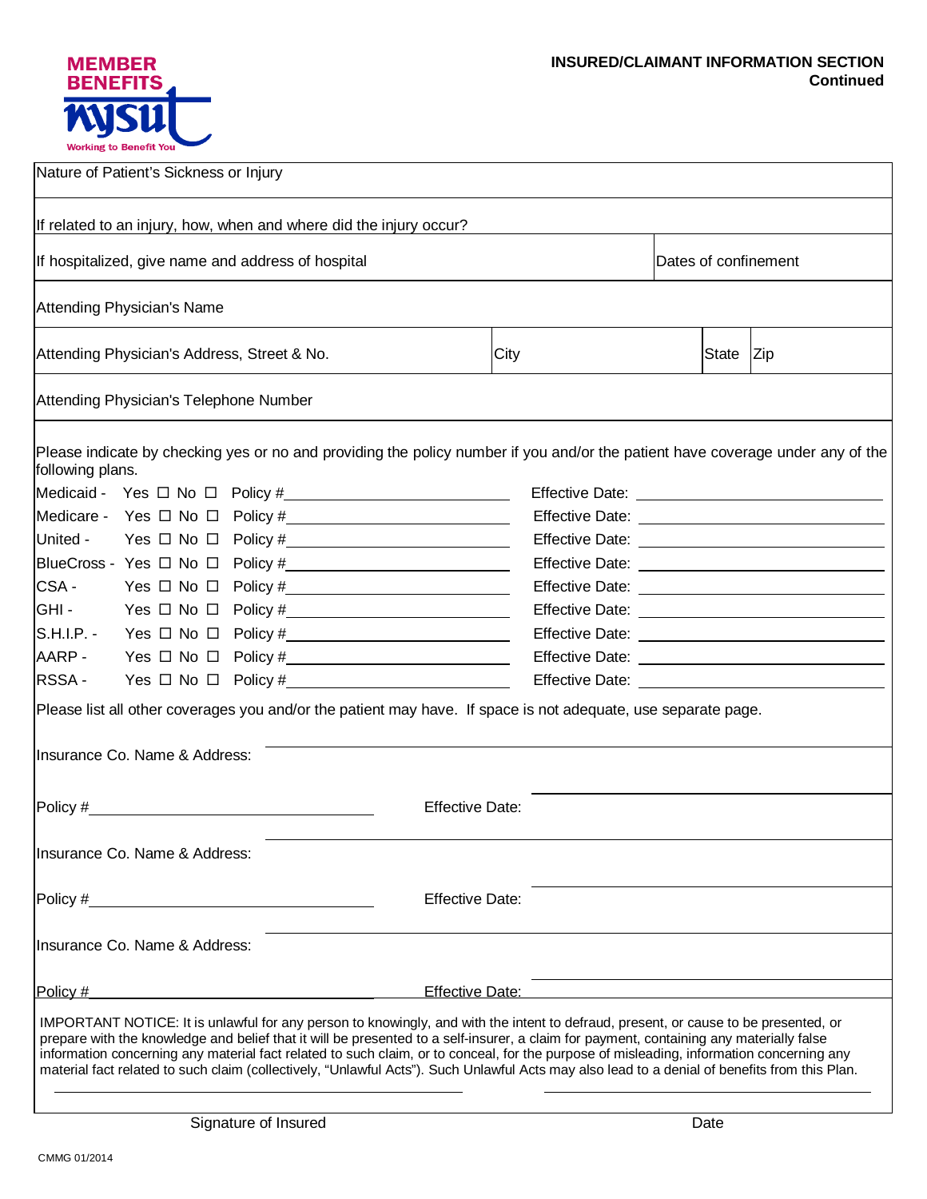MEMBER BENEFITS NYSUT Working to Benefit You

## INSURED/CLAIMANT INFORMATION SECTION Continued

| | | | |
|---|---|---|---|
| Nature of Patient's Sickness or Injury | | | |
| If related to an injury, how, when and where did the injury occur? | | | |
| If hospitalized, give name and address of hospital | | Dates of confinement | |
| Attending Physician's Name | | | |
| Attending Physician's Address, Street & No. | City | State | Zip |
| Attending Physician's Telephone Number | | | |

Please indicate by checking yes or no and providing the policy number if you and/or the patient have coverage under any of the following plans.

| Plan | Yes | No | Policy # | Effective Date |
|---|---|---|---|---|
| Medicaid - | ☐ | ☐ | | |
| Medicare - | ☐ | ☐ | | |
| United - | ☐ | ☐ | | |
| BlueCross - | ☐ | ☐ | | |
| CSA - | ☐ | ☐ | | |
| GHI - | ☐ | ☐ | | |
| S.H.I.P. - | ☐ | ☐ | | |
| AARP - | ☐ | ☐ | | |
| RSSA - | ☐ | ☐ | | |

Please list all other coverages you and/or the patient may have. If space is not adequate, use separate page.

Insurance Co. Name & Address: ______________________________

Policy # ______________________ Effective Date: ______________________

Insurance Co. Name & Address: ______________________________

Policy # ______________________ Effective Date: ______________________

Insurance Co. Name & Address: ______________________________

Policy # ______________________ Effective Date: ______________________

IMPORTANT NOTICE: It is unlawful for any person to knowingly, and with the intent to defraud, present, or cause to be presented, or prepare with the knowledge and belief that it will be presented to a self-insurer, a claim for payment, containing any materially false information concerning any material fact related to such claim, or to conceal, for the purpose of misleading, information concerning any material fact related to such claim (collectively, "Unlawful Acts"). Such Unlawful Acts may also lead to a denial of benefits from this Plan.

______________________________ ______________________

Signature of Insured Date

CMMG 01/2014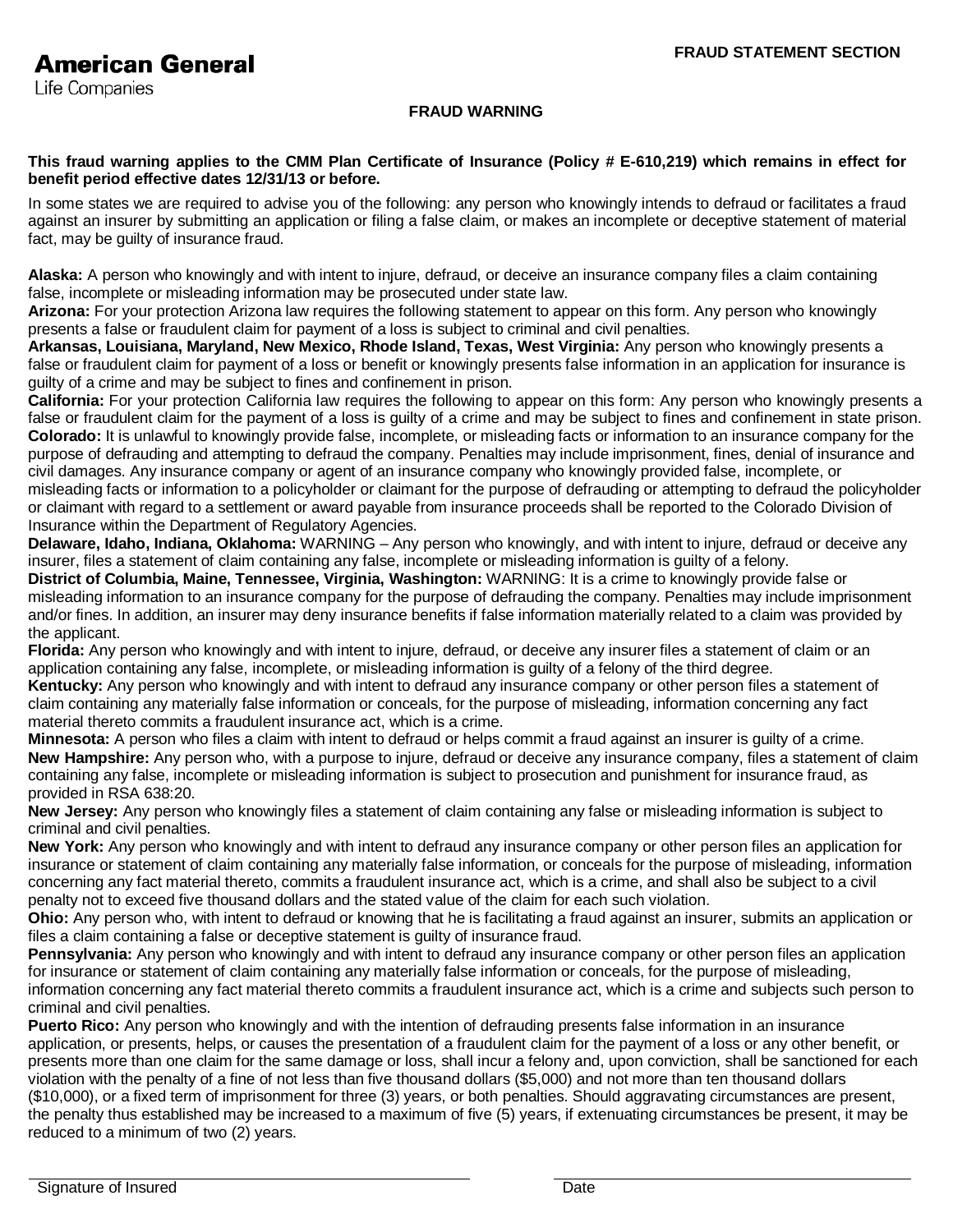**American General**
Life Companies

**FRAUD STATEMENT SECTION**

## FRAUD WARNING

**This fraud warning applies to the CMM Plan Certificate of Insurance (Policy # E-610,219) which remains in effect for benefit period effective dates 12/31/13 or before.**

In some states we are required to advise you of the following: any person who knowingly intends to defraud or facilitates a fraud against an insurer by submitting an application or filing a false claim, or makes an incomplete or deceptive statement of material fact, may be guilty of insurance fraud.

**Alaska:** A person who knowingly and with intent to injure, defraud, or deceive an insurance company files a claim containing false, incomplete or misleading information may be prosecuted under state law.

**Arizona:** For your protection Arizona law requires the following statement to appear on this form. Any person who knowingly presents a false or fraudulent claim for payment of a loss is subject to criminal and civil penalties.

**Arkansas, Louisiana, Maryland, New Mexico, Rhode Island, Texas, West Virginia:** Any person who knowingly presents a false or fraudulent claim for payment of a loss or benefit or knowingly presents false information in an application for insurance is guilty of a crime and may be subject to fines and confinement in prison.

**California:** For your protection California law requires the following to appear on this form: Any person who knowingly presents a false or fraudulent claim for the payment of a loss is guilty of a crime and may be subject to fines and confinement in state prison.

**Colorado:** It is unlawful to knowingly provide false, incomplete, or misleading facts or information to an insurance company for the purpose of defrauding and attempting to defraud the company. Penalties may include imprisonment, fines, denial of insurance and civil damages. Any insurance company or agent of an insurance company who knowingly provided false, incomplete, or misleading facts or information to a policyholder or claimant for the purpose of defrauding or attempting to defraud the policyholder or claimant with regard to a settlement or award payable from insurance proceeds shall be reported to the Colorado Division of Insurance within the Department of Regulatory Agencies.

**Delaware, Idaho, Indiana, Oklahoma:** WARNING – Any person who knowingly, and with intent to injure, defraud or deceive any insurer, files a statement of claim containing any false, incomplete or misleading information is guilty of a felony.

**District of Columbia, Maine, Tennessee, Virginia, Washington:** WARNING: It is a crime to knowingly provide false or misleading information to an insurance company for the purpose of defrauding the company. Penalties may include imprisonment and/or fines. In addition, an insurer may deny insurance benefits if false information materially related to a claim was provided by the applicant.

**Florida:** Any person who knowingly and with intent to injure, defraud, or deceive any insurer files a statement of claim or an application containing any false, incomplete, or misleading information is guilty of a felony of the third degree.

**Kentucky:** Any person who knowingly and with intent to defraud any insurance company or other person files a statement of claim containing any materially false information or conceals, for the purpose of misleading, information concerning any fact material thereto commits a fraudulent insurance act, which is a crime.

**Minnesota:** A person who files a claim with intent to defraud or helps commit a fraud against an insurer is guilty of a crime.

**New Hampshire:** Any person who, with a purpose to injure, defraud or deceive any insurance company, files a statement of claim containing any false, incomplete or misleading information is subject to prosecution and punishment for insurance fraud, as provided in RSA 638:20.

**New Jersey:** Any person who knowingly files a statement of claim containing any false or misleading information is subject to criminal and civil penalties.

**New York:** Any person who knowingly and with intent to defraud any insurance company or other person files an application for insurance or statement of claim containing any materially false information, or conceals for the purpose of misleading, information concerning any fact material thereto, commits a fraudulent insurance act, which is a crime, and shall also be subject to a civil penalty not to exceed five thousand dollars and the stated value of the claim for each such violation.

**Ohio:** Any person who, with intent to defraud or knowing that he is facilitating a fraud against an insurer, submits an application or files a claim containing a false or deceptive statement is guilty of insurance fraud.

**Pennsylvania:** Any person who knowingly and with intent to defraud any insurance company or other person files an application for insurance or statement of claim containing any materially false information or conceals, for the purpose of misleading, information concerning any fact material thereto commits a fraudulent insurance act, which is a crime and subjects such person to criminal and civil penalties.

**Puerto Rico:** Any person who knowingly and with the intention of defrauding presents false information in an insurance application, or presents, helps, or causes the presentation of a fraudulent claim for the payment of a loss or any other benefit, or presents more than one claim for the same damage or loss, shall incur a felony and, upon conviction, shall be sanctioned for each violation with the penalty of a fine of not less than five thousand dollars ($5,000) and not more than ten thousand dollars ($10,000), or a fixed term of imprisonment for three (3) years, or both penalties. Should aggravating circumstances are present, the penalty thus established may be increased to a maximum of five (5) years, if extenuating circumstances be present, it may be reduced to a minimum of two (2) years.

______________________________ Signature of Insured

______________________________ Date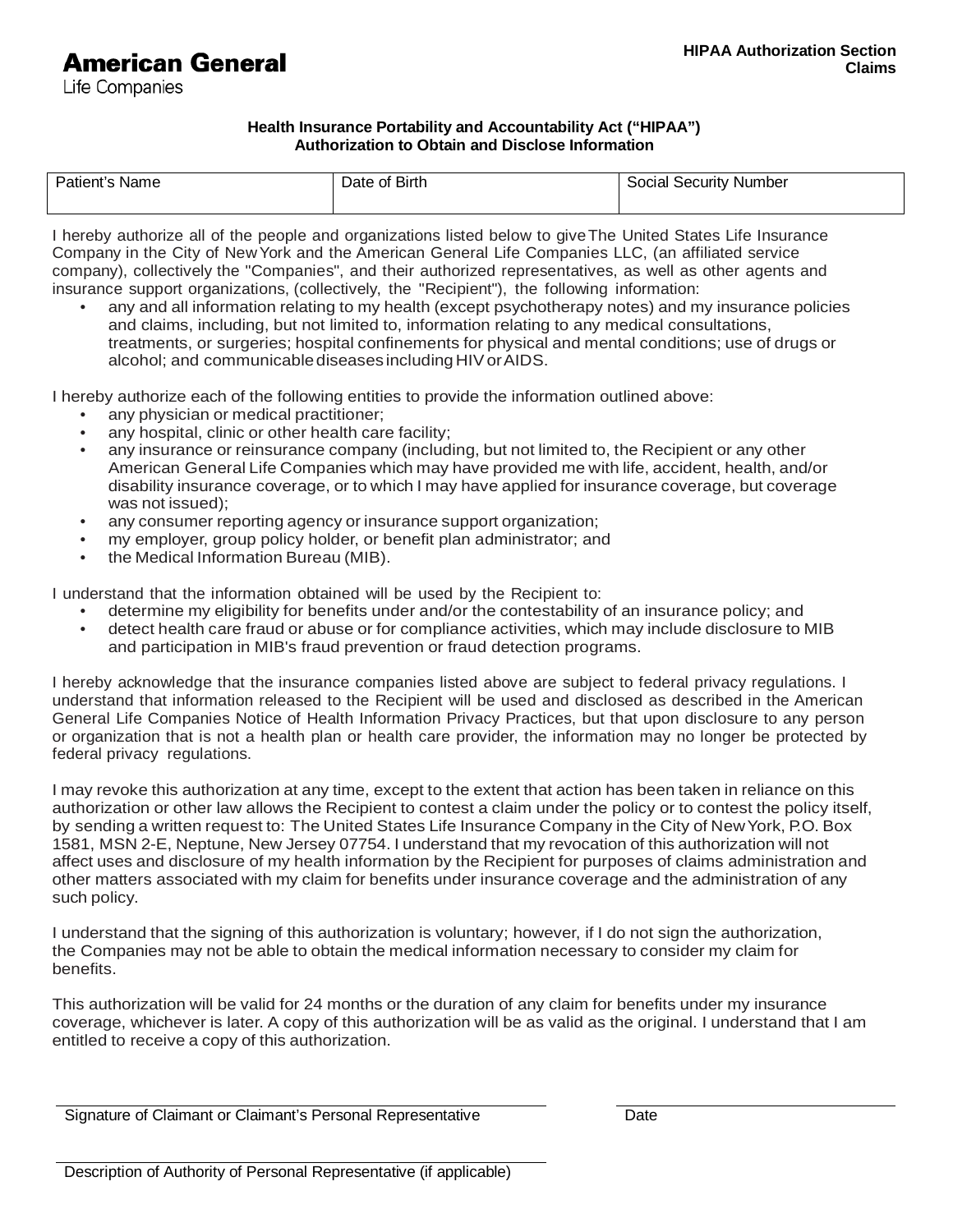**American General**
Life Companies

**HIPAA Authorization Section**
**Claims**

### Health Insurance Portability and Accountability Act (“HIPAA”) Authorization to Obtain and Disclose Information

| Patient’s Name | Date of Birth | Social Security Number |
| --- | --- | --- |
| | | |

I hereby authorize all of the people and organizations listed below to give The United States Life Insurance Company in the City of New York and the American General Life Companies LLC, (an affiliated service company), collectively the "Companies", and their authorized representatives, as well as other agents and insurance support organizations, (collectively, the "Recipient"), the following information:

- any and all information relating to my health (except psychotherapy notes) and my insurance policies and claims, including, but not limited to, information relating to any medical consultations, treatments, or surgeries; hospital confinements for physical and mental conditions; use of drugs or alcohol; and communicable diseases including HIV or AIDS.

I hereby authorize each of the following entities to provide the information outlined above:

- any physician or medical practitioner;
- any hospital, clinic or other health care facility;
- any insurance or reinsurance company (including, but not limited to, the Recipient or any other American General Life Companies which may have provided me with life, accident, health, and/or disability insurance coverage, or to which I may have applied for insurance coverage, but coverage was not issued);
- any consumer reporting agency or insurance support organization;
- my employer, group policy holder, or benefit plan administrator; and
- the Medical Information Bureau (MIB).

I understand that the information obtained will be used by the Recipient to:

- determine my eligibility for benefits under and/or the contestability of an insurance policy; and
- detect health care fraud or abuse or for compliance activities, which may include disclosure to MIB and participation in MIB's fraud prevention or fraud detection programs.

I hereby acknowledge that the insurance companies listed above are subject to federal privacy regulations. I understand that information released to the Recipient will be used and disclosed as described in the American General Life Companies Notice of Health Information Privacy Practices, but that upon disclosure to any person or organization that is not a health plan or health care provider, the information may no longer be protected by federal privacy regulations.

I may revoke this authorization at any time, except to the extent that action has been taken in reliance on this authorization or other law allows the Recipient to contest a claim under the policy or to contest the policy itself, by sending a written request to: The United States Life Insurance Company in the City of New York, P.O. Box 1581, MSN 2-E, Neptune, New Jersey 07754. I understand that my revocation of this authorization will not affect uses and disclosure of my health information by the Recipient for purposes of claims administration and other matters associated with my claim for benefits under insurance coverage and the administration of any such policy.

I understand that the signing of this authorization is voluntary; however, if I do not sign the authorization, the Companies may not be able to obtain the medical information necessary to consider my claim for benefits.

This authorization will be valid for 24 months or the duration of any claim for benefits under my insurance coverage, whichever is later. A copy of this authorization will be as valid as the original. I understand that I am entitled to receive a copy of this authorization.

_______________________________________________ &nbsp;&nbsp;&nbsp;&nbsp; ___________________________
Signature of Claimant or Claimant’s Personal Representative &nbsp;&nbsp;&nbsp;&nbsp; Date

_______________________________________________
Description of Authority of Personal Representative (if applicable)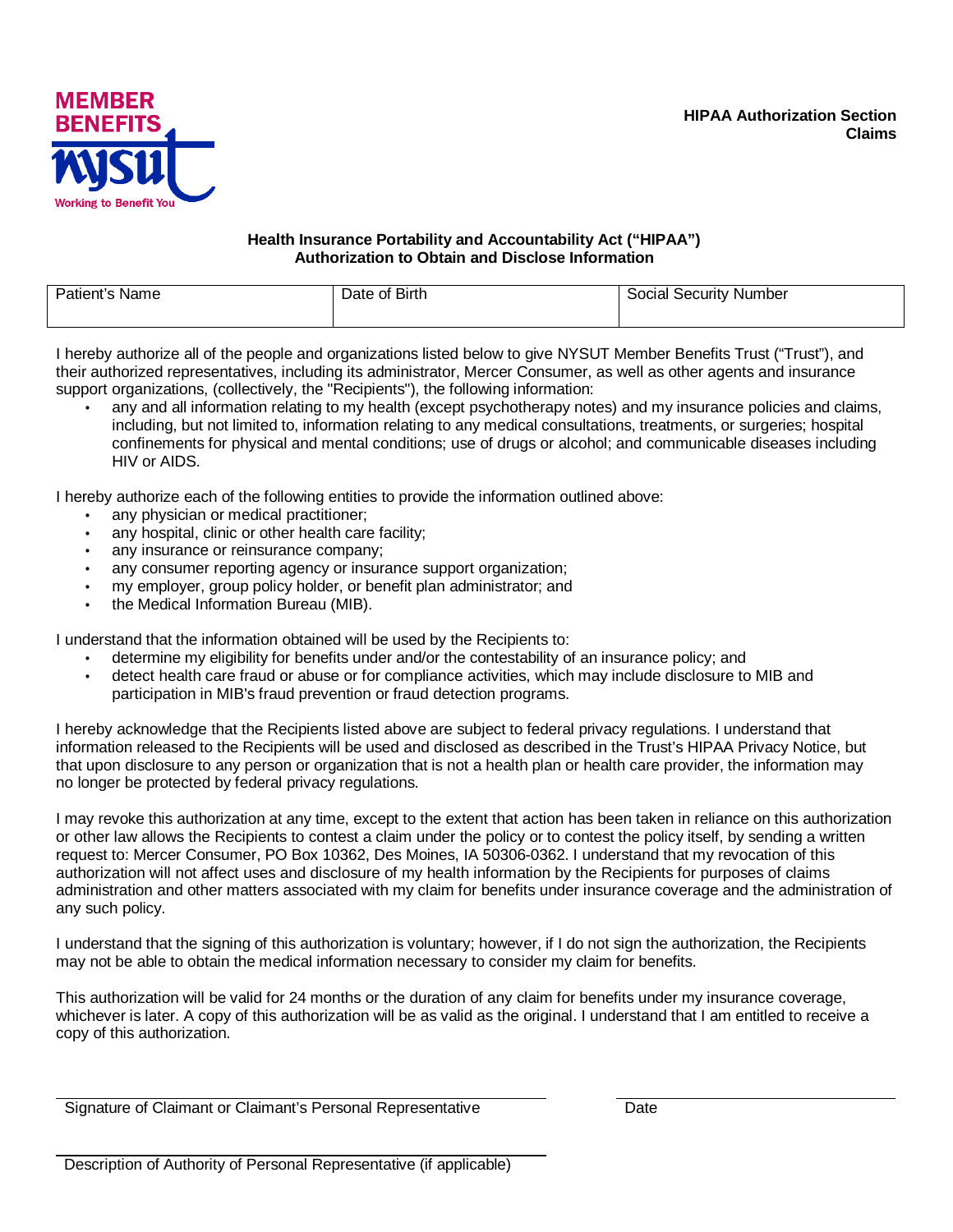MEMBER BENEFITS nysut Working to Benefit You

**HIPAA Authorization Section**
**Claims**

## Health Insurance Portability and Accountability Act ("HIPAA") Authorization to Obtain and Disclose Information

| Patient's Name | Date of Birth | Social Security Number |
| --- | --- | --- |
| | | |

I hereby authorize all of the people and organizations listed below to give NYSUT Member Benefits Trust ("Trust"), and their authorized representatives, including its administrator, Mercer Consumer, as well as other agents and insurance support organizations, (collectively, the "Recipients"), the following information:

- any and all information relating to my health (except psychotherapy notes) and my insurance policies and claims, including, but not limited to, information relating to any medical consultations, treatments, or surgeries; hospital confinements for physical and mental conditions; use of drugs or alcohol; and communicable diseases including HIV or AIDS.

I hereby authorize each of the following entities to provide the information outlined above:

- any physician or medical practitioner;
- any hospital, clinic or other health care facility;
- any insurance or reinsurance company;
- any consumer reporting agency or insurance support organization;
- my employer, group policy holder, or benefit plan administrator; and
- the Medical Information Bureau (MIB).

I understand that the information obtained will be used by the Recipients to:

- determine my eligibility for benefits under and/or the contestability of an insurance policy; and
- detect health care fraud or abuse or for compliance activities, which may include disclosure to MIB and participation in MIB's fraud prevention or fraud detection programs.

I hereby acknowledge that the Recipients listed above are subject to federal privacy regulations. I understand that information released to the Recipients will be used and disclosed as described in the Trust's HIPAA Privacy Notice, but that upon disclosure to any person or organization that is not a health plan or health care provider, the information may no longer be protected by federal privacy regulations.

I may revoke this authorization at any time, except to the extent that action has been taken in reliance on this authorization or other law allows the Recipients to contest a claim under the policy or to contest the policy itself, by sending a written request to: Mercer Consumer, PO Box 10362, Des Moines, IA 50306-0362. I understand that my revocation of this authorization will not affect uses and disclosure of my health information by the Recipients for purposes of claims administration and other matters associated with my claim for benefits under insurance coverage and the administration of any such policy.

I understand that the signing of this authorization is voluntary; however, if I do not sign the authorization, the Recipients may not be able to obtain the medical information necessary to consider my claim for benefits.

This authorization will be valid for 24 months or the duration of any claim for benefits under my insurance coverage, whichever is later. A copy of this authorization will be as valid as the original. I understand that I am entitled to receive a copy of this authorization.

______________________________________________
Signature of Claimant or Claimant's Personal Representative

______________________
Date

______________________________________________
Description of Authority of Personal Representative (if applicable)